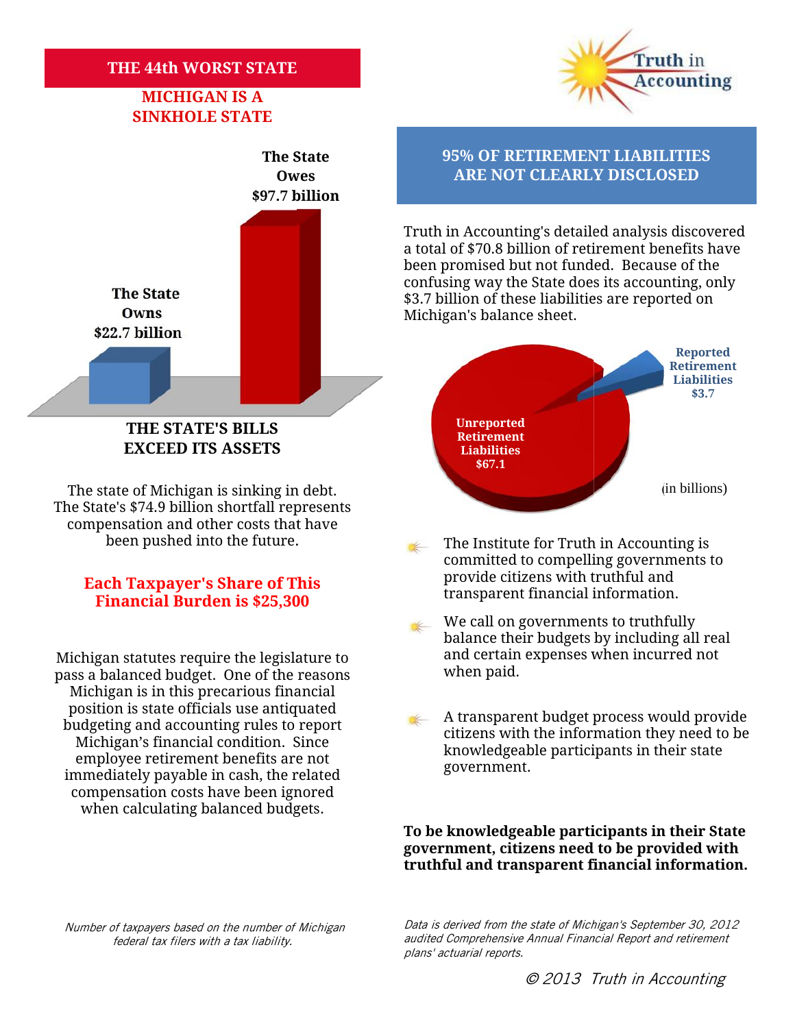# THE 44th WORST STATE

## MICHIGAN IS A SINKHOLE STATE

**The State Owns $22.7 billion**

**The State Owes $97.7 billion**

**THE STATE'S BILLS EXCEED ITS ASSETS**

The state of Michigan is sinking in debt. The State's $74.9 billion shortfall represents compensation and other costs that have been pushed into the future.

**Each Taxpayer's Share of This Financial Burden is $25,300**

Michigan statutes require the legislature to pass a balanced budget. One of the reasons Michigan is in this precarious financial position is state officials use antiquated budgeting and accounting rules to report Michigan's financial condition. Since employee retirement benefits are not immediately payable in cash, the related compensation costs have been ignored when calculating balanced budgets.

*Number of taxpayers based on the number of Michigan federal tax filers with a tax liability.*

Truth in Accounting

## 95% OF RETIREMENT LIABILITIES ARE NOT CLEARLY DISCLOSED

Truth in Accounting's detailed analysis discovered a total of $70.8 billion of retirement benefits have been promised but not funded. Because of the confusing way the State does its accounting, only $3.7 billion of these liabilities are reported on Michigan's balance sheet.

**Reported Retirement Liabilities $3.7**

**Unreported Retirement Liabilities $67.1**

(in billions)

- The Institute for Truth in Accounting is committed to compelling governments to provide citizens with truthful and transparent financial information.
- We call on governments to truthfully balance their budgets by including all real and certain expenses when incurred not when paid.
- A transparent budget process would provide citizens with the information they need to be knowledgeable participants in their state government.

**To be knowledgeable participants in their State government, citizens need to be provided with truthful and transparent financial information.**

*Data is derived from the state of Michigan's September 30, 2012 audited Comprehensive Annual Financial Report and retirement plans' actuarial reports.*

© 2013 Truth in Accounting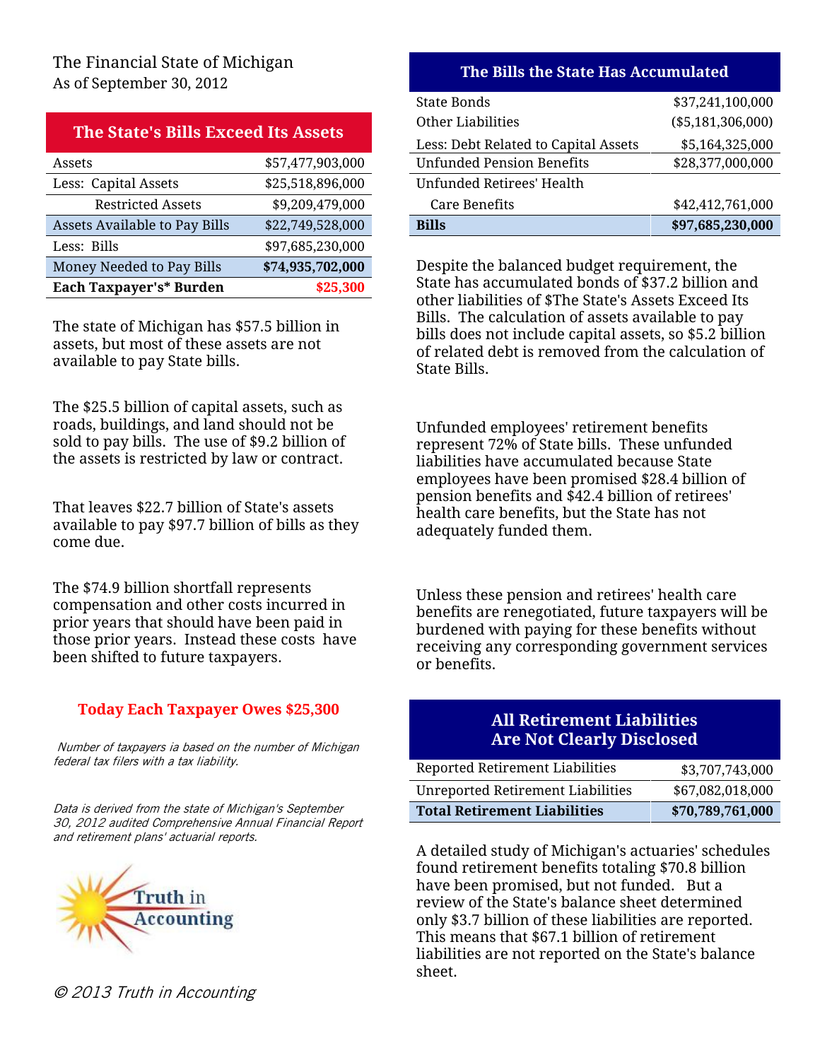The Financial State of Michigan
As of September 30, 2012

## The State's Bills Exceed Its Assets

| | |
|---|---|
| Assets | $57,477,903,000 |
| Less: Capital Assets | $25,518,896,000 |
| Restricted Assets | $9,209,479,000 |
| Assets Available to Pay Bills | $22,749,528,000 |
| Less: Bills | $97,685,230,000 |
| Money Needed to Pay Bills | **$74,935,702,000** |
| **Each Taxpayer's* Burden** | **$25,300** |

The state of Michigan has $57.5 billion in assets, but most of these assets are not available to pay State bills.

The $25.5 billion of capital assets, such as roads, buildings, and land should not be sold to pay bills. The use of $9.2 billion of the assets is restricted by law or contract.

That leaves $22.7 billion of State's assets available to pay $97.7 billion of bills as they come due.

The $74.9 billion shortfall represents compensation and other costs incurred in prior years that should have been paid in those prior years. Instead these costs have been shifted to future taxpayers.

**Today Each Taxpayer Owes $25,300**

*Number of taxpayers ia based on the number of Michigan federal tax filers with a tax liability.*

*Data is derived from the state of Michigan's September 30, 2012 audited Comprehensive Annual Financial Report and retirement plans' actuarial reports.*

Truth in Accounting

*© 2013 Truth in Accounting*

## The Bills the State Has Accumulated

| | |
|---|---|
| State Bonds | $37,241,100,000 |
| Other Liabilities | ($5,181,306,000) |
| Less: Debt Related to Capital Assets | $5,164,325,000 |
| Unfunded Pension Benefits | $28,377,000,000 |
| Unfunded Retirees' Health Care Benefits | $42,412,761,000 |
| **Bills** | **$97,685,230,000** |

Despite the balanced budget requirement, the State has accumulated bonds of $37.2 billion and other liabilities of $The State's Assets Exceed Its Bills. The calculation of assets available to pay bills does not include capital assets, so $5.2 billion of related debt is removed from the calculation of State Bills.

Unfunded employees' retirement benefits represent 72% of State bills. These unfunded liabilities have accumulated because State employees have been promised $28.4 billion of pension benefits and $42.4 billion of retirees' health care benefits, but the State has not adequately funded them.

Unless these pension and retirees' health care benefits are renegotiated, future taxpayers will be burdened with paying for these benefits without receiving any corresponding government services or benefits.

## All Retirement Liabilities Are Not Clearly Disclosed

| | |
|---|---|
| Reported Retirement Liabilities | $3,707,743,000 |
| Unreported Retirement Liabilities | $67,082,018,000 |
| **Total Retirement Liabilities** | **$70,789,761,000** |

A detailed study of Michigan's actuaries' schedules found retirement benefits totaling $70.8 billion have been promised, but not funded. But a review of the State's balance sheet determined only $3.7 billion of these liabilities are reported. This means that $67.1 billion of retirement liabilities are not reported on the State's balance sheet.